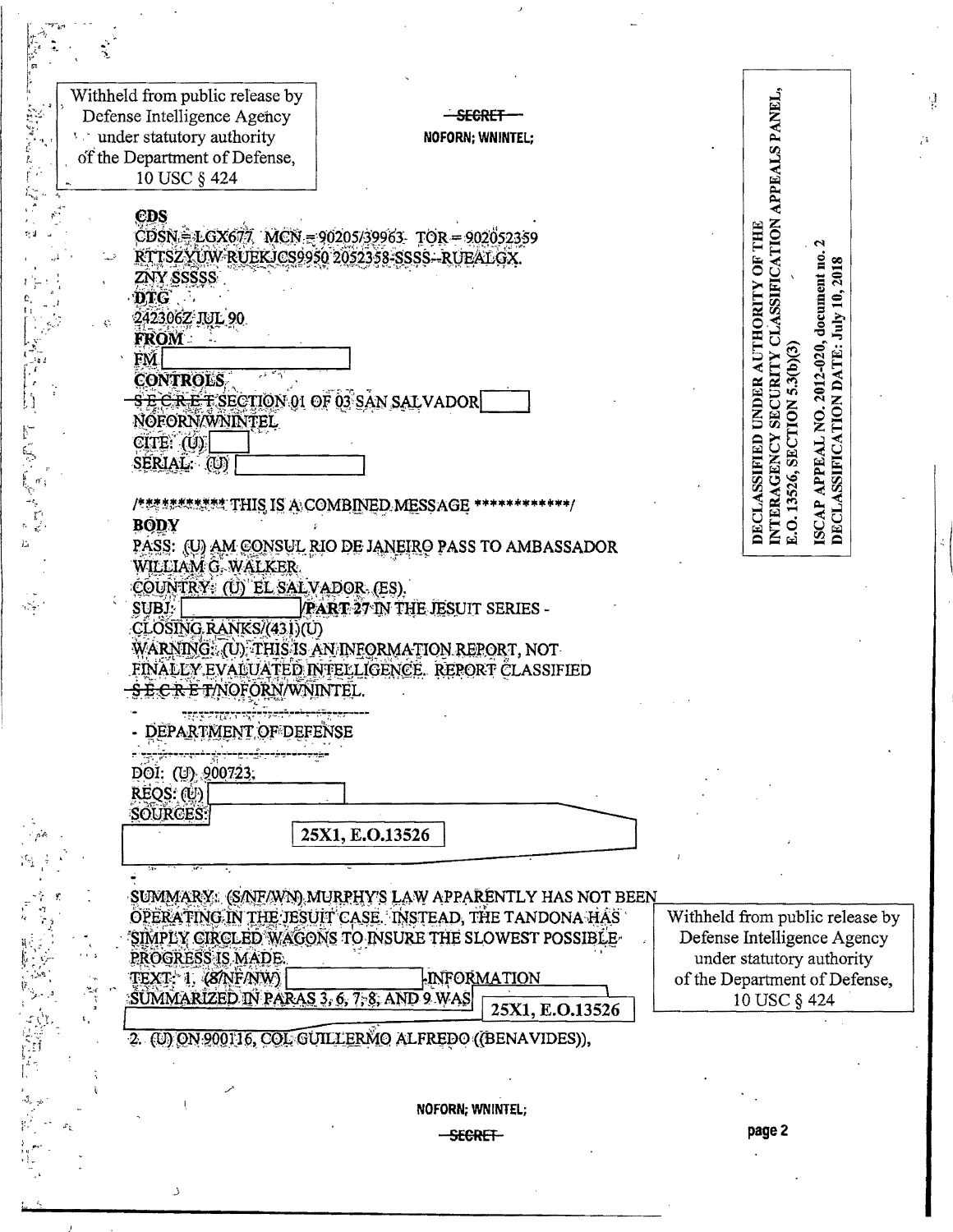Withheld from public release by Defense Intelligence Agency under statutory authority of the Department of Defense, 10 USC § 424

~~SECRET~~
NOFORN; WNINTEL;

DECLASSIFIED UNDER AUTHORITY OF THE INTERAGENCY SECURITY CLASSIFICATION APPEALS PANEL, E.O. 13526, SECTION 5.3(b)(3)

ISCAP APPEAL NO. 2012-020, document no. 2
DECLASSIFICATION DATE: July 10, 2018

**CDS**
CDSN = LGX677 MCN = 90205/39963 TOR = 902052359
RTTSZYUW RUEKJCS9950 2052358-SSSS--RUEALGX.
ZNY SSSSS
**DTG**
242306Z JUL 90
**FROM**
FM [ ]
**CONTROLS**
~~S E C R E T~~ SECTION 01 OF 03 SAN SALVADOR [ ]
NOFORN/WNINTEL
CITE: (U) [ ]
SERIAL: (U) [ ]

/************ THIS IS A COMBINED MESSAGE ************/
**BODY**
PASS: (U) AM CONSUL RIO DE JANEIRO PASS TO AMBASSADOR WILLIAM G. WALKER.
COUNTRY: (U) EL SALVADOR (ES).
SUBJ: [ ]/PART 27 IN THE JESUIT SERIES - CLOSING RANKS/(431)(U)
WARNING: (U) THIS IS AN INFORMATION REPORT, NOT FINALLY EVALUATED INTELLIGENCE. REPORT CLASSIFIED ~~S E C R E T~~/NOFORN/WNINTEL.

- DEPARTMENT OF DEFENSE

DOI: (U) 900723.
REQS: (U) [ ]
SOURCES: [ 25X1, E.O.13526 ]

SUMMARY: (S/NF/WN) MURPHY'S LAW APPARENTLY HAS NOT BEEN OPERATING IN THE JESUIT CASE. INSTEAD, THE TANDONA HAS SIMPLY CIRCLED WAGONS TO INSURE THE SLOWEST POSSIBLE PROGRESS IS MADE.

TEXT: 1. (S/NF/NW) [ ] INFORMATION SUMMARIZED IN PARAS 3, 6, 7, 8, AND 9 WAS [ 25X1, E.O.13526 ]

Withheld from public release by Defense Intelligence Agency under statutory authority of the Department of Defense, 10 USC § 424

2. (U) ON 900116, COL GUILLERMO ALFREDO ((BENAVIDES)),

NOFORN; WNINTEL;
~~SECRET~~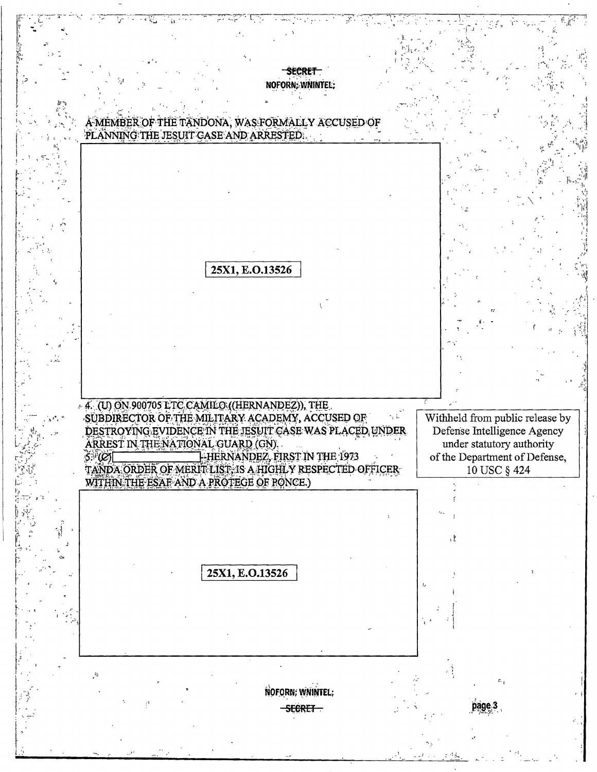SECRET
NOFORN; WNINTEL;

A MEMBER OF THE TANDONA, WAS FORMALLY ACCUSED OF PLANNING THE JESUIT CASE AND ARRESTED.

25X1, E.O.13526

4. (U) ON 900705 LTC CAMILO ((HERNANDEZ)), THE SUBDIRECTOR OF THE MILITARY ACADEMY, ACCUSED OF DESTROYING EVIDENCE IN THE JESUIT CASE WAS PLACED UNDER ARREST IN THE NATIONAL GUARD (GN).

5. (C) [REDACTED] HERNANDEZ, FIRST IN THE 1973 TANDA ORDER OF MERIT LIST, IS A HIGHLY RESPECTED OFFICER WITHIN THE ESAF AND A PROTEGE OF PONCE.)

Withheld from public release by Defense Intelligence Agency under statutory authority of the Department of Defense, 10 USC § 424

25X1, E.O.13526

NOFORN; WNINTEL;
SECRET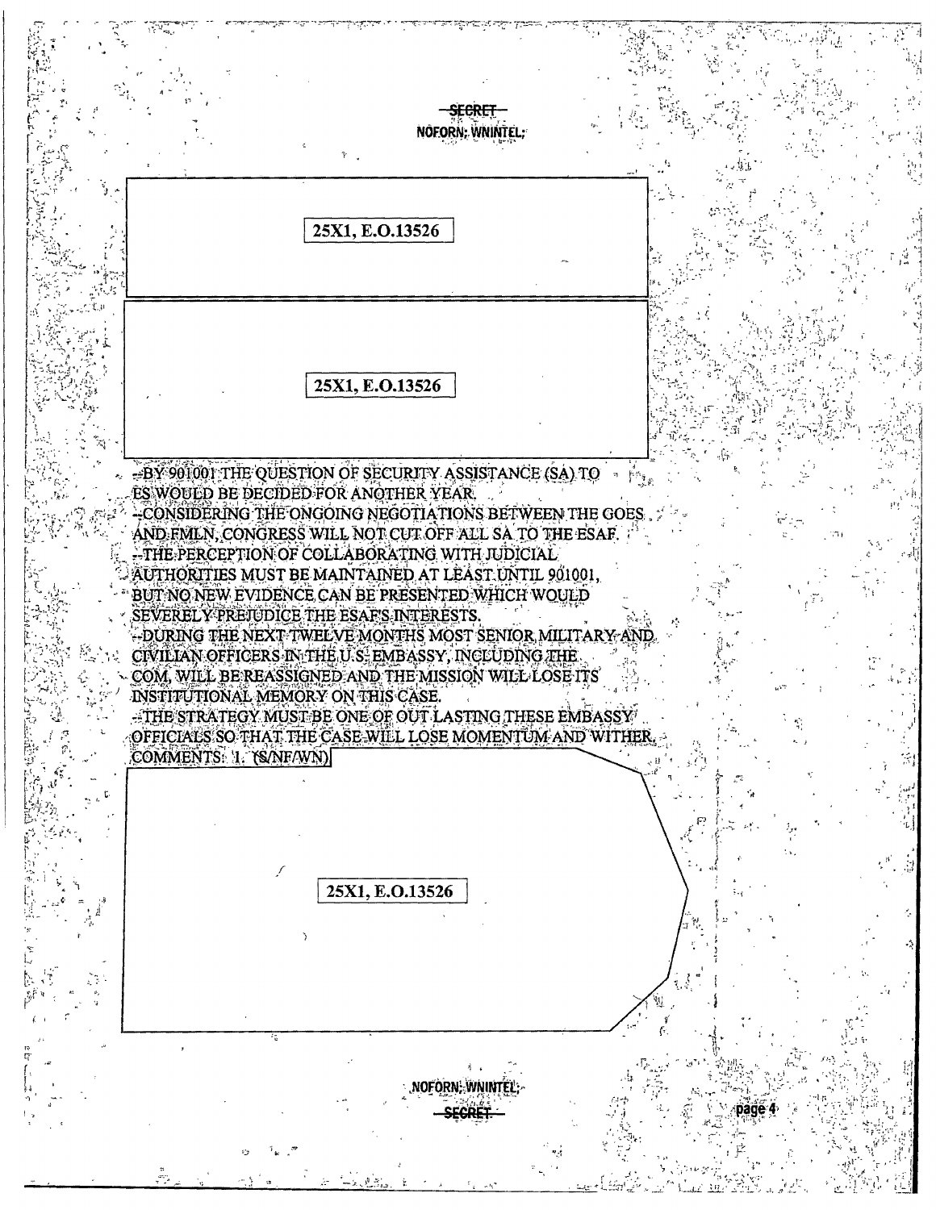~~SECRET~~
NOFORN; WNINTEL;

25X1, E.O.13526

25X1, E.O.13526

--BY 901001 THE QUESTION OF SECURITY ASSISTANCE (SA) TO ES WOULD BE DECIDED FOR ANOTHER YEAR.
--CONSIDERING THE ONGOING NEGOTIATIONS BETWEEN THE GOES AND FMLN, CONGRESS WILL NOT CUT OFF ALL SA TO THE ESAF.
--THE PERCEPTION OF COLLABORATING WITH JUDICIAL AUTHORITIES MUST BE MAINTAINED AT LEAST UNTIL 901001, BUT NO NEW EVIDENCE CAN BE PRESENTED WHICH WOULD SEVERELY PREJUDICE THE ESAF'S INTERESTS.
--DURING THE NEXT TWELVE MONTHS MOST SENIOR MILITARY AND CIVILIAN OFFICERS IN THE U.S. EMBASSY, INCLUDING THE COM, WILL BE REASSIGNED AND THE MISSION WILL LOSE ITS INSTITUTIONAL MEMORY ON THIS CASE.
--THE STRATEGY MUST BE ONE OF OUT LASTING THESE EMBASSY OFFICIALS SO THAT THE CASE WILL LOSE MOMENTUM AND WITHER.
COMMENTS: 1. (S/NF/WN)

25X1, E.O.13526

NOFORN; WNINTEL;
~~SECRET~~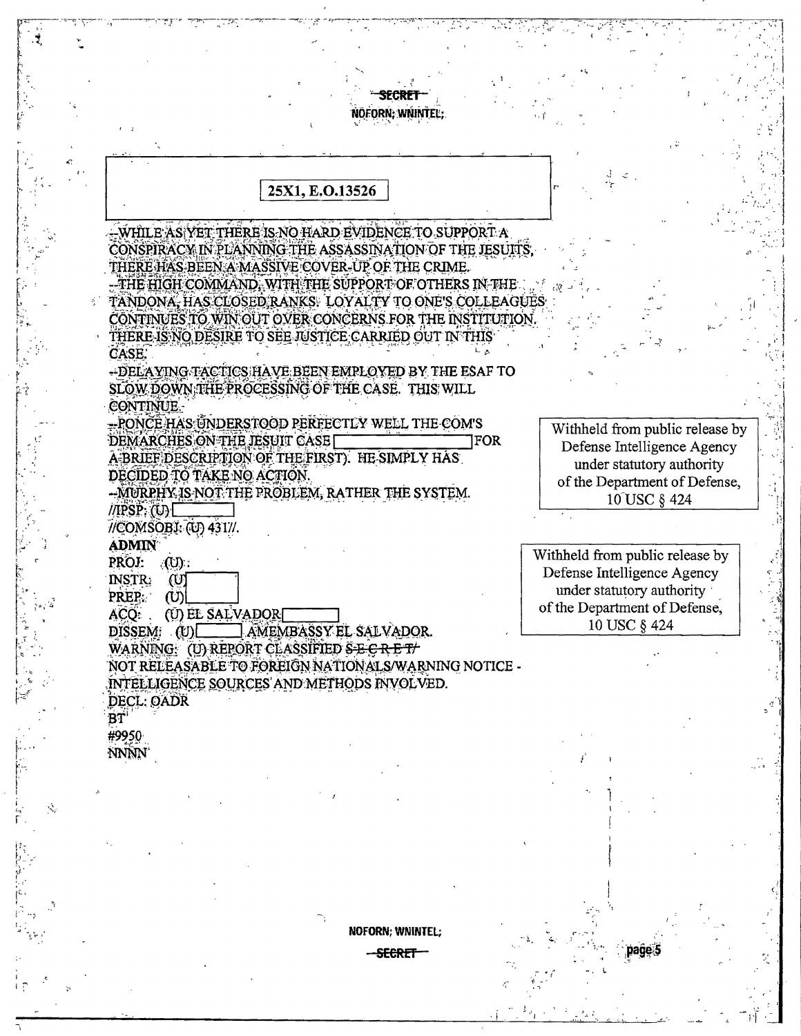SECRET
NOFORN; WNINTEL;

25X1, E.O.13526

--WHILE AS YET THERE IS NO HARD EVIDENCE TO SUPPORT A CONSPIRACY IN PLANNING THE ASSASSINATION OF THE JESUITS, THERE HAS BEEN A MASSIVE COVER-UP OF THE CRIME.
--THE HIGH COMMAND, WITH THE SUPPORT OF OTHERS IN THE TANDONA, HAS CLOSED RANKS. LOYALTY TO ONE'S COLLEAGUES CONTINUES TO WIN OUT OVER CONCERNS FOR THE INSTITUTION. THERE IS NO DESIRE TO SEE JUSTICE CARRIED OUT IN THIS CASE.
--DELAYING TACTICS HAVE BEEN EMPLOYED BY THE ESAF TO SLOW DOWN THE PROCESSING OF THE CASE. THIS WILL CONTINUE.
--PONCE HAS UNDERSTOOD PERFECTLY WELL THE COM'S DEMARCHES ON THE JESUIT CASE [ ] FOR A BRIEF DESCRIPTION OF THE FIRST). HE SIMPLY HAS DECIDED TO TAKE NO ACTION.
--MURPHY IS NOT THE PROBLEM, RATHER THE SYSTEM.
//IPSP: (U) [ ]
//COMSOBJ: (U) 431//.

Withheld from public release by Defense Intelligence Agency under statutory authority of the Department of Defense, 10 USC § 424

**ADMIN**
PROJ: (U):
INSTR: (U) [ ]
PREP: (U) [ ]
ACQ: (U) EL SALVADOR [ ]
DISSEM: (U) [ ] AMEMBASSY EL SALVADOR.
WARNING: (U) REPORT CLASSIFIED ~~S E C R E T/~~
NOT RELEASABLE TO FOREIGN NATIONALS/WARNING NOTICE - INTELLIGENCE SOURCES AND METHODS INVOLVED.
DECL: OADR
BT
#9950
NNNN

Withheld from public release by Defense Intelligence Agency under statutory authority of the Department of Defense, 10 USC § 424

NOFORN; WNINTEL;
SECRET